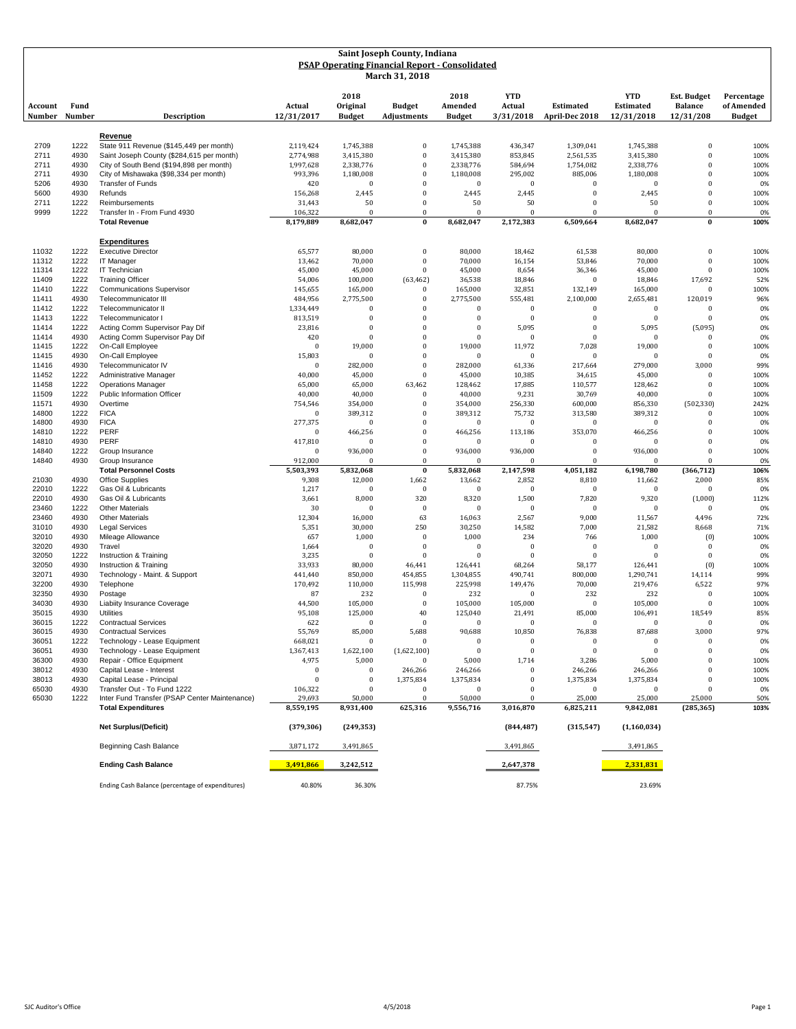# Saint Joseph County, Indiana

## PSAP Operating Financial Report - Consolidated

### March 31, 2018

| Account Number | Fund Number | Description | Actual 12/31/2017 | 2018 Original Budget | Budget Adjustments | 2018 Amended Budget | YTD Actual 3/31/2018 | Estimated April-Dec 2018 | YTD Estimated 12/31/2018 | Est. Budget Balance 12/31/208 | Percentage of Amended Budget |
|---|---|---|---|---|---|---|---|---|---|---|---|
| | | **Revenue** | | | | | | | | | |
| 2709 | 1222 | State 911 Revenue ($145,449 per month) | 2,119,424 | 1,745,388 | 0 | 1,745,388 | 436,347 | 1,309,041 | 1,745,388 | 0 | 100% |
| 2711 | 4930 | Saint Joseph County ($284,615 per month) | 2,774,988 | 3,415,380 | 0 | 3,415,380 | 853,845 | 2,561,535 | 3,415,380 | 0 | 100% |
| 2711 | 4930 | City of South Bend ($194,898 per month) | 1,997,628 | 2,338,776 | 0 | 2,338,776 | 584,694 | 1,754,082 | 2,338,776 | 0 | 100% |
| 2711 | 4930 | City of Mishawaka ($98,334 per month) | 993,396 | 1,180,008 | 0 | 1,180,008 | 295,002 | 885,006 | 1,180,008 | 0 | 100% |
| 5206 | 4930 | Transfer of Funds | 420 | 0 | 0 | 0 | 0 | 0 | 0 | 0 | 0% |
| 5600 | 4930 | Refunds | 156,268 | 2,445 | 0 | 2,445 | 2,445 | 0 | 2,445 | 0 | 100% |
| 2711 | 1222 | Reimbursements | 31,443 | 50 | 0 | 50 | 50 | 0 | 50 | 0 | 100% |
| 9999 | 1222 | Transfer In - From Fund 4930 | 106,322 | 0 | 0 | 0 | 0 | 0 | 0 | 0 | 0% |
| | | **Total Revenue** | **8,179,889** | **8,682,047** | **0** | **8,682,047** | **2,172,383** | **6,509,664** | **8,682,047** | **0** | **100%** |
| | | **Expenditures** | | | | | | | | | |
| 11032 | 1222 | Executive Director | 65,577 | 80,000 | 0 | 80,000 | 18,462 | 61,538 | 80,000 | 0 | 100% |
| 11312 | 1222 | IT Manager | 13,462 | 70,000 | 0 | 70,000 | 16,154 | 53,846 | 70,000 | 0 | 100% |
| 11314 | 1222 | IT Technician | 45,000 | 45,000 | 0 | 45,000 | 8,654 | 36,346 | 45,000 | 0 | 100% |
| 11409 | 1222 | Training Officer | 54,006 | 100,000 | (63,462) | 36,538 | 18,846 | 0 | 18,846 | 17,692 | 52% |
| 11410 | 1222 | Communications Supervisor | 145,655 | 165,000 | 0 | 165,000 | 32,851 | 132,149 | 165,000 | 0 | 100% |
| 11411 | 4930 | Telecommunicator III | 484,956 | 2,775,500 | 0 | 2,775,500 | 555,481 | 2,100,000 | 2,655,481 | 120,019 | 96% |
| 11412 | 1222 | Telecommunicator II | 1,334,449 | 0 | 0 | 0 | 0 | 0 | 0 | 0 | 0% |
| 11413 | 1222 | Telecommunicator I | 813,519 | 0 | 0 | 0 | 0 | 0 | 0 | 0 | 0% |
| 11414 | 1222 | Acting Comm Supervisor Pay Dif | 23,816 | 0 | 0 | 0 | 5,095 | 0 | 5,095 | (5,095) | 0% |
| 11414 | 4930 | Acting Comm Supervisor Pay Dif | 420 | 0 | 0 | 0 | 0 | 0 | 0 | 0 | 0% |
| 11415 | 1222 | On-Call Employee | 0 | 19,000 | 0 | 19,000 | 11,972 | 7,028 | 19,000 | 0 | 100% |
| 11415 | 4930 | On-Call Employee | 15,803 | 0 | 0 | 0 | 0 | 0 | 0 | 0 | 0% |
| 11416 | 4930 | Telecommunicator IV | 0 | 282,000 | 0 | 282,000 | 61,336 | 217,664 | 279,000 | 3,000 | 99% |
| 11452 | 1222 | Administrative Manager | 40,000 | 45,000 | 0 | 45,000 | 10,385 | 34,615 | 45,000 | 0 | 100% |
| 11458 | 1222 | Operations Manager | 65,000 | 65,000 | 63,462 | 128,462 | 17,885 | 110,577 | 128,462 | 0 | 100% |
| 11509 | 1222 | Public Information Officer | 40,000 | 40,000 | 0 | 40,000 | 9,231 | 30,769 | 40,000 | 0 | 100% |
| 11571 | 4930 | Overtime | 754,546 | 354,000 | 0 | 354,000 | 256,330 | 600,000 | 856,330 | (502,330) | 242% |
| 14800 | 1222 | FICA | 0 | 389,312 | 0 | 389,312 | 75,732 | 313,580 | 389,312 | 0 | 100% |
| 14800 | 4930 | FICA | 277,375 | 0 | 0 | 0 | 0 | 0 | 0 | 0 | 0% |
| 14810 | 1222 | PERF | 0 | 466,256 | 0 | 466,256 | 113,186 | 353,070 | 466,256 | 0 | 100% |
| 14810 | 4930 | PERF | 417,810 | 0 | 0 | 0 | 0 | 0 | 0 | 0 | 0% |
| 14840 | 1222 | Group Insurance | 0 | 936,000 | 0 | 936,000 | 936,000 | 0 | 936,000 | 0 | 100% |
| 14840 | 4930 | Group Insurance | 912,000 | 0 | 0 | 0 | 0 | 0 | 0 | 0 | 0% |
| | | **Total Personnel Costs** | **5,503,393** | **5,832,068** | **0** | **5,832,068** | **2,147,598** | **4,051,182** | **6,198,780** | **(366,712)** | **106%** |
| 21030 | 4930 | Office Supplies | 9,308 | 12,000 | 1,662 | 13,662 | 2,852 | 8,810 | 11,662 | 2,000 | 85% |
| 22010 | 1222 | Gas Oil & Lubricants | 1,217 | 0 | 0 | 0 | 0 | 0 | 0 | 0 | 0% |
| 22010 | 4930 | Gas Oil & Lubricants | 3,661 | 8,000 | 320 | 8,320 | 1,500 | 7,820 | 9,320 | (1,000) | 112% |
| 23460 | 1222 | Other Materials | 30 | 0 | 0 | 0 | 0 | 0 | 0 | 0 | 0% |
| 23460 | 4930 | Other Materials | 12,304 | 16,000 | 63 | 16,063 | 2,567 | 9,000 | 11,567 | 4,496 | 72% |
| 31010 | 4930 | Legal Services | 5,351 | 30,000 | 250 | 30,250 | 14,582 | 7,000 | 21,582 | 8,668 | 71% |
| 32010 | 4930 | Mileage Allowance | 657 | 1,000 | 0 | 1,000 | 234 | 766 | 1,000 | (0) | 100% |
| 32020 | 4930 | Travel | 1,664 | 0 | 0 | 0 | 0 | 0 | 0 | 0 | 0% |
| 32050 | 1222 | Instruction & Training | 3,235 | 0 | 0 | 0 | 0 | 0 | 0 | 0 | 0% |
| 32050 | 4930 | Instruction & Training | 33,933 | 80,000 | 46,441 | 126,441 | 68,264 | 58,177 | 126,441 | (0) | 100% |
| 32071 | 4930 | Technology - Maint. & Support | 441,440 | 850,000 | 454,855 | 1,304,855 | 490,741 | 800,000 | 1,290,741 | 14,114 | 99% |
| 32200 | 4930 | Telephone | 170,492 | 110,000 | 115,998 | 225,998 | 149,476 | 70,000 | 219,476 | 6,522 | 97% |
| 32350 | 4930 | Postage | 87 | 232 | 0 | 232 | 0 | 232 | 232 | 0 | 100% |
| 34030 | 4930 | Liabiity Insurance Coverage | 44,500 | 105,000 | 0 | 105,000 | 105,000 | 0 | 105,000 | 0 | 100% |
| 35015 | 4930 | Utilities | 95,108 | 125,000 | 40 | 125,040 | 21,491 | 85,000 | 106,491 | 18,549 | 85% |
| 36015 | 1222 | Contractual Services | 622 | 0 | 0 | 0 | 0 | 0 | 0 | 0 | 0% |
| 36015 | 4930 | Contractual Services | 55,769 | 85,000 | 5,688 | 90,688 | 10,850 | 76,838 | 87,688 | 3,000 | 97% |
| 36051 | 1222 | Technology - Lease Equipment | 668,021 | 0 | 0 | 0 | 0 | 0 | 0 | 0 | 0% |
| 36051 | 4930 | Technology - Lease Equipment | 1,367,413 | 1,622,100 | (1,622,100) | 0 | 0 | 0 | 0 | 0 | 0% |
| 36300 | 4930 | Repair - Office Equipment | 4,975 | 5,000 | 0 | 5,000 | 1,714 | 3,286 | 5,000 | 0 | 100% |
| 38012 | 4930 | Capital Lease - Interest | 0 | 0 | 246,266 | 246,266 | 0 | 246,266 | 246,266 | 0 | 100% |
| 38013 | 4930 | Capital Lease - Principal | 0 | 0 | 1,375,834 | 1,375,834 | 0 | 1,375,834 | 1,375,834 | 0 | 100% |
| 65030 | 4930 | Transfer Out - To Fund 1222 | 106,322 | 0 | 0 | 0 | 0 | 0 | 0 | 0 | 0% |
| 65030 | 1222 | Inter Fund Transfer (PSAP Center Maintenance) | 29,693 | 50,000 | 0 | 50,000 | 0 | 25,000 | 25,000 | 25,000 | 50% |
| | | **Total Expenditures** | **8,559,195** | **8,931,400** | **625,316** | **9,556,716** | **3,016,870** | **6,825,211** | **9,842,081** | **(285,365)** | **103%** |
| | | **Net Surplus/(Deficit)** | **(379,306)** | **(249,353)** | | | **(844,487)** | **(315,547)** | **(1,160,034)** | | |
| | | Beginning Cash Balance | 3,871,172 | 3,491,865 | | | 3,491,865 | | 3,491,865 | | |
| | | **Ending Cash Balance** | **3,491,866** | **3,242,512** | | | **2,647,378** | | **2,331,831** | | |
| | | Ending Cash Balance (percentage of expenditures) | 40.80% | 36.30% | | | 87.75% | | 23.69% | | |

SJC Auditor's Office 4/5/2018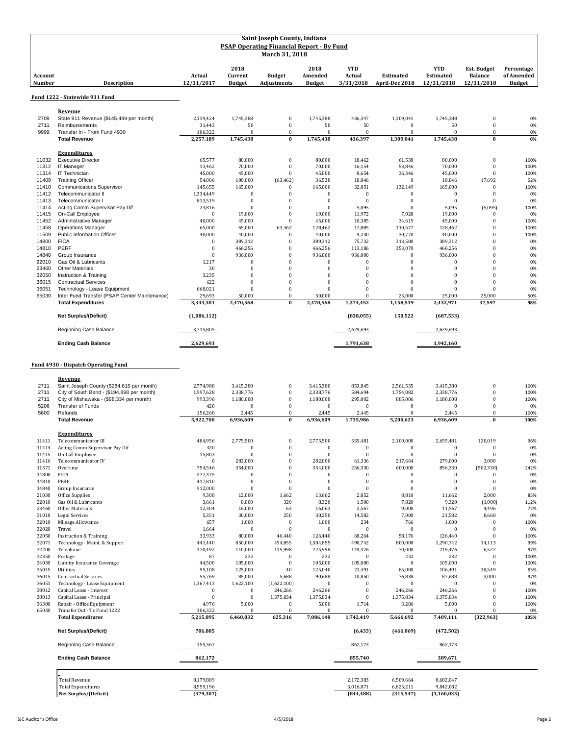# Saint Joseph County, Indiana

## PSAP Operating Financial Report - By Fund

**March 31, 2018**

| Account Number | Description | Actual 12/31/2017 | 2018 Current Budget | Budget Adjustments | 2018 Amended Budget | YTD Actual 3/31/2018 | Estimated April-Dec 2018 | YTD Estimated 12/31/2018 | Est. Budget Balance 12/31/2018 | Percentage of Amended Budget |
|---|---|---|---|---|---|---|---|---|---|---|
| | **Fund 1222 - Statewide 911 Fund** | | | | | | | | | |
| | **Revenue** | | | | | | | | | |
| 2709 | State 911 Revenue ($145,449 per month) | 2,119,424 | 1,745,388 | 0 | 1,745,388 | 436,347 | 1,309,041 | 1,745,388 | 0 | 0% |
| 2711 | Reimbursements | 31,443 | 50 | 0 | 50 | 50 | 0 | 50 | 0 | 0% |
| 9999 | Transfer In - From Fund 4930 | 106,322 | 0 | 0 | 0 | 0 | 0 | 0 | 0 | 0% |
| | **Total Revenue** | **2,257,189** | **1,745,438** | **0** | **1,745,438** | **436,397** | **1,309,041** | **1,745,438** | **0** | **0%** |
| | **Expenditures** | | | | | | | | | |
| 11032 | Executive Director | 65,577 | 80,000 | 0 | 80,000 | 18,462 | 61,538 | 80,000 | 0 | 100% |
| 11312 | IT Manager | 13,462 | 70,000 | 0 | 70,000 | 16,154 | 53,846 | 70,000 | 0 | 100% |
| 11314 | IT Technician | 45,000 | 45,000 | 0 | 45,000 | 8,654 | 36,346 | 45,000 | 0 | 100% |
| 11409 | Training Officer | 54,006 | 100,000 | (63,462) | 36,538 | 18,846 | 0 | 18,846 | 17,692 | 52% |
| 11410 | Communications Supervisor | 145,655 | 165,000 | 0 | 165,000 | 32,851 | 132,149 | 165,000 | 0 | 100% |
| 11412 | Telecommunicator II | 1,334,449 | 0 | 0 | 0 | 0 | 0 | 0 | 0 | 0% |
| 11413 | Telecommunicator I | 813,519 | 0 | 0 | 0 | 0 | 0 | 0 | 0 | 0% |
| 11414 | Acting Comm Supervisor Pay Dif | 23,816 | 0 | 0 | 0 | 5,095 | 0 | 5,095 | (5,095) | 100% |
| 11415 | On-Call Employee | 0 | 19,000 | 0 | 19,000 | 11,972 | 7,028 | 19,000 | 0 | 0% |
| 11452 | Administrative Manager | 40,000 | 45,000 | 0 | 45,000 | 10,385 | 34,615 | 45,000 | 0 | 100% |
| 11458 | Operations Manager | 65,000 | 65,000 | 63,462 | 128,462 | 17,885 | 110,577 | 128,462 | 0 | 100% |
| 11509 | Public Information Officer | 40,000 | 40,000 | 0 | 40,000 | 9,230 | 30,770 | 40,000 | 0 | 100% |
| 14800 | FICA | 0 | 389,312 | 0 | 389,312 | 75,732 | 313,580 | 389,312 | 0 | 0% |
| 14810 | PERF | 0 | 466,256 | 0 | 466,256 | 113,186 | 353,070 | 466,256 | 0 | 0% |
| 14840 | Group Insurance | 0 | 936,000 | 0 | 936,000 | 936,000 | 0 | 936,000 | 0 | 0% |
| 22010 | Gas Oil & Lubricants | 1,217 | 0 | 0 | 0 | 0 | 0 | 0 | 0 | 0% |
| 23460 | Other Materials | 30 | 0 | 0 | 0 | 0 | 0 | 0 | 0 | 0% |
| 32050 | Instruction & Training | 3,235 | 0 | 0 | 0 | 0 | 0 | 0 | 0 | 0% |
| 36015 | Contractual Services | 622 | 0 | 0 | 0 | 0 | 0 | 0 | 0 | 0% |
| 36051 | Technology - Lease Equipment | 668,021 | 0 | 0 | 0 | 0 | 0 | 0 | 0 | 0% |
| 65030 | Inter Fund Transfer (PSAP Center Maintenance) | 29,693 | 50,000 | 0 | 50,000 | 0 | 25,000 | 25,000 | 25,000 | 50% |
| | **Total Expenditures** | **3,343,301** | **2,470,568** | **0** | **2,470,568** | **1,274,452** | **1,158,519** | **2,432,971** | **37,597** | **98%** |
| | **Net Surplus/(Deficit)** | **(1,086,112)** | | | | **(838,055)** | **150,522** | **(687,533)** | | |
| | Beginning Cash Balance | 3,715,805 | | | | 2,629,693 | | 2,629,693 | | |
| | **Ending Cash Balance** | **2,629,693** | | | | **1,791,638** | | **1,942,160** | | |

| Account Number | Description | Actual 12/31/2017 | 2018 Current Budget | Budget Adjustments | 2018 Amended Budget | YTD Actual 3/31/2018 | Estimated April-Dec 2018 | YTD Estimated 12/31/2018 | Est. Budget Balance 12/31/2018 | Percentage of Amended Budget |
|---|---|---|---|---|---|---|---|---|---|---|
| | **Fund 4930 - Dispatch Operating Fund** | | | | | | | | | |
| | **Revenue** | | | | | | | | | |
| 2711 | Saint Joseph County ($284,615 per month) | 2,774,988 | 3,415,380 | 0 | 3,415,380 | 853,845 | 2,561,535 | 3,415,380 | 0 | 100% |
| 2711 | City of South Bend - ($194,898 per month) | 1,997,628 | 2,338,776 | 0 | 2,338,776 | 584,694 | 1,754,082 | 2,338,776 | 0 | 100% |
| 2711 | City of Mishawaka - ($98,334 per month) | 993,396 | 1,180,008 | 0 | 1,180,008 | 295,002 | 885,006 | 1,180,008 | 0 | 100% |
| 5206 | Transfer of Funds | 420 | 0 | 0 | 0 | 0 | 0 | 0 | 0 | 0% |
| 5600 | Refunds | 156,268 | 2,445 | 0 | 2,445 | 2,445 | 0 | 2,445 | 0 | 100% |
| | **Total Revenue** | **5,922,700** | **6,936,609** | **0** | **6,936,609** | **1,735,986** | **5,200,623** | **6,936,609** | **0** | **100%** |
| | **Expenditures** | | | | | | | | | |
| 11411 | Telecommunicator III | 484,956 | 2,775,500 | 0 | 2,775,500 | 555,481 | 2,100,000 | 2,655,481 | 120,019 | 96% |
| 11414 | Acting Comm Supervisor Pay Dif | 420 | 0 | 0 | 0 | 0 | 0 | 0 | 0 | 0% |
| 11415 | On-Call Employee | 15,803 | 0 | 0 | 0 | 0 | 0 | 0 | 0 | 0% |
| 11416 | Telecommunicator IV | 0 | 282,000 | 0 | 282,000 | 61,336 | 217,664 | 279,000 | 3,000 | 0% |
| 11571 | Overtime | 754,546 | 354,000 | 0 | 354,000 | 256,330 | 600,000 | 856,330 | (502,330) | 242% |
| 14800 | FICA | 277,375 | 0 | 0 | 0 | 0 | 0 | 0 | 0 | 0% |
| 14810 | PERF | 417,810 | 0 | 0 | 0 | 0 | 0 | 0 | 0 | 0% |
| 14840 | Group Insurance | 912,000 | 0 | 0 | 0 | 0 | 0 | 0 | 0 | 0% |
| 21030 | Office Supplies | 9,308 | 12,000 | 1,662 | 13,662 | 2,852 | 8,810 | 11,662 | 2,000 | 85% |
| 22010 | Gas Oil & Lubricants | 3,661 | 8,000 | 320 | 8,320 | 1,500 | 7,820 | 9,320 | (1,000) | 112% |
| 23460 | Other Materials | 12,304 | 16,000 | 63 | 16,063 | 2,567 | 9,000 | 11,567 | 4,496 | 72% |
| 31010 | Legal Services | 5,351 | 30,000 | 250 | 30,250 | 14,582 | 7,000 | 21,582 | 8,668 | 0% |
| 32010 | Mileage Allowance | 657 | 1,000 | 0 | 1,000 | 234 | 766 | 1,000 | 0 | 100% |
| 32020 | Travel | 1,664 | 0 | 0 | 0 | 0 | 0 | 0 | 0 | 0% |
| 32050 | Instruction & Training | 33,933 | 80,000 | 46,440 | 126,440 | 68,264 | 58,176 | 126,440 | 0 | 100% |
| 32071 | Technology - Maint. & Support | 441,440 | 850,000 | 454,855 | 1,304,855 | 490,742 | 800,000 | 1,290,742 | 14,113 | 99% |
| 32200 | Telephone | 170,492 | 110,000 | 115,998 | 225,998 | 149,476 | 70,000 | 219,476 | 6,522 | 97% |
| 32350 | Postage | 87 | 232 | 0 | 232 | 0 | 232 | 232 | 0 | 100% |
| 34030 | Liabiity Insurance Coverage | 44,500 | 105,000 | 0 | 105,000 | 105,000 | 0 | 105,000 | 0 | 100% |
| 35015 | Utilities | 95,108 | 125,000 | 40 | 125,040 | 21,491 | 85,000 | 106,491 | 18,549 | 85% |
| 36015 | Contractual Services | 55,769 | 85,000 | 5,688 | 90,688 | 10,850 | 76,838 | 87,688 | 3,000 | 97% |
| 36051 | Technology - Lease Equipment | 1,367,413 | 1,622,100 | (1,622,100) | 0 | 0 | 0 | 0 | 0 | 0% |
| 38012 | Capital Lease - Interest | 0 | 0 | 246,266 | 246,266 | 0 | 246,266 | 246,266 | 0 | 100% |
| 38013 | Capital Lease - Principal | 0 | 0 | 1,375,834 | 1,375,834 | 0 | 1,375,834 | 1,375,834 | 0 | 100% |
| 36300 | Repair - Office Equipment | 4,976 | 5,000 | 0 | 5,000 | 1,714 | 3,286 | 5,000 | 0 | 100% |
| 65030 | Transfer Out - To Fund 1222 | 106,322 | 0 | 0 | 0 | 0 | 0 | 0 | 0 | 0% |
| | **Total Expenditures** | **5,215,895** | **6,460,832** | **625,316** | **7,086,148** | **1,742,419** | **5,666,692** | **7,409,111** | **(322,963)** | **105%** |
| | **Net Surplus/(Deficit)** | **706,805** | | | | **(6,433)** | **(466,069)** | **(472,502)** | | |
| | Beginning Cash Balance | 155,367 | | | | 862,173 | | 862,173 | | |
| | **Ending Cash Balance** | **862,172** | | | | **855,740** | | **389,671** | | |

| | Actual 12/31/2017 | YTD Actual 3/31/2018 | Estimated April-Dec 2018 | YTD Estimated 12/31/2018 |
|---|---|---|---|---|
| Total Revenue | 8,179,889 | 2,172,383 | 6,509,664 | 8,682,047 |
| Total Expenditures | 8,559,196 | 3,016,871 | 6,825,211 | 9,842,082 |
| **Net Surplus/(Deficit)** | **(379,307)** | **(844,488)** | **(315,547)** | **(1,160,035)** |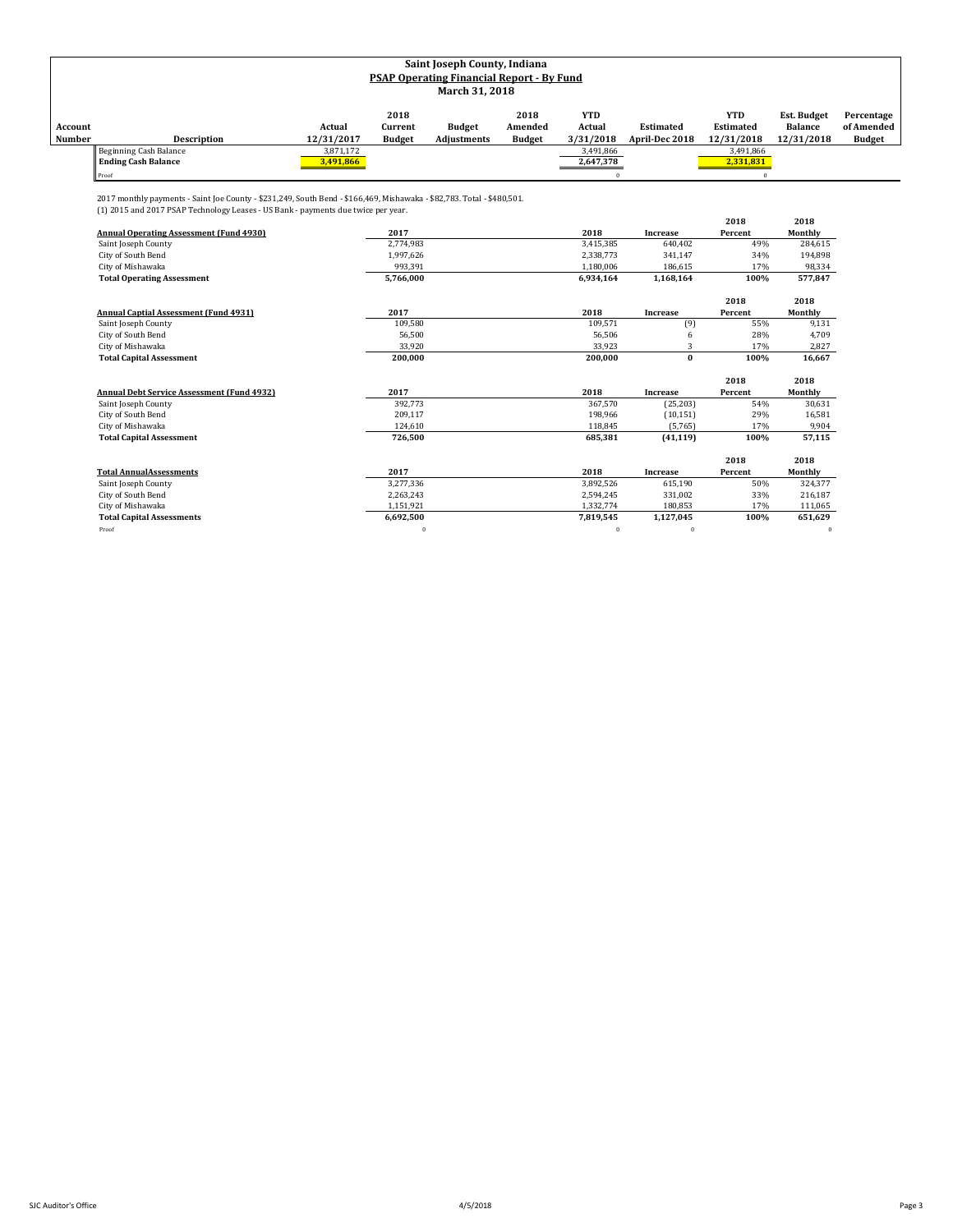# Saint Joseph County, Indiana

## PSAP Operating Financial Report - By Fund

### March 31, 2018

| Account Number | Description | Actual 12/31/2017 | 2018 Current Budget | Budget Adjustments | 2018 Amended Budget | YTD Actual 3/31/2018 | Estimated April-Dec 2018 | YTD Estimated 12/31/2018 | Est. Budget Balance 12/31/2018 | Percentage of Amended Budget |
|---|---|---|---|---|---|---|---|---|---|---|
| | Beginning Cash Balance | 3,871,172 | | | | 3,491,866 | | 3,491,866 | | |
| | **Ending Cash Balance** | **3,491,866** | | | | **2,647,378** | | **2,331,831** | | |
| | Proof | | | | | 0 | | 0 | | |

2017 monthly payments - Saint Joe County - $231,249, South Bend - $166,469, Mishawaka - $82,783. Total - $480,501.

(1) 2015 and 2017 PSAP Technology Leases - US Bank - payments due twice per year.

| **Annual Operating Assessment (Fund 4930)** | 2017 | 2018 | Increase | 2018 Percent | 2018 Monthly |
|---|---|---|---|---|---|
| Saint Joseph County | 2,774,983 | 3,415,385 | 640,402 | 49% | 284,615 |
| City of South Bend | 1,997,626 | 2,338,773 | 341,147 | 34% | 194,898 |
| City of Mishawaka | 993,391 | 1,180,006 | 186,615 | 17% | 98,334 |
| **Total Operating Assessment** | **5,766,000** | **6,934,164** | **1,168,164** | **100%** | **577,847** |

| **Annual Captial Assessment (Fund 4931)** | 2017 | 2018 | Increase | 2018 Percent | 2018 Monthly |
|---|---|---|---|---|---|
| Saint Joseph County | 109,580 | 109,571 | (9) | 55% | 9,131 |
| City of South Bend | 56,500 | 56,506 | 6 | 28% | 4,709 |
| City of Mishawaka | 33,920 | 33,923 | 3 | 17% | 2,827 |
| **Total Capital Assessment** | **200,000** | **200,000** | **0** | **100%** | **16,667** |

| **Annual Debt Service Assessment (Fund 4932)** | 2017 | 2018 | Increase | 2018 Percent | 2018 Monthly |
|---|---|---|---|---|---|
| Saint Joseph County | 392,773 | 367,570 | (25,203) | 54% | 30,631 |
| City of South Bend | 209,117 | 198,966 | (10,151) | 29% | 16,581 |
| City of Mishawaka | 124,610 | 118,845 | (5,765) | 17% | 9,904 |
| **Total Capital Assessment** | **726,500** | **685,381** | **(41,119)** | **100%** | **57,115** |

| **Total AnnualAssessments** | 2017 | 2018 | Increase | 2018 Percent | 2018 Monthly |
|---|---|---|---|---|---|
| Saint Joseph County | 3,277,336 | 3,892,526 | 615,190 | 50% | 324,377 |
| City of South Bend | 2,263,243 | 2,594,245 | 331,002 | 33% | 216,187 |
| City of Mishawaka | 1,151,921 | 1,332,774 | 180,853 | 17% | 111,065 |
| **Total Capital Assessments** | **6,692,500** | **7,819,545** | **1,127,045** | **100%** | **651,629** |
| Proof | 0 | 0 | 0 | | 0 |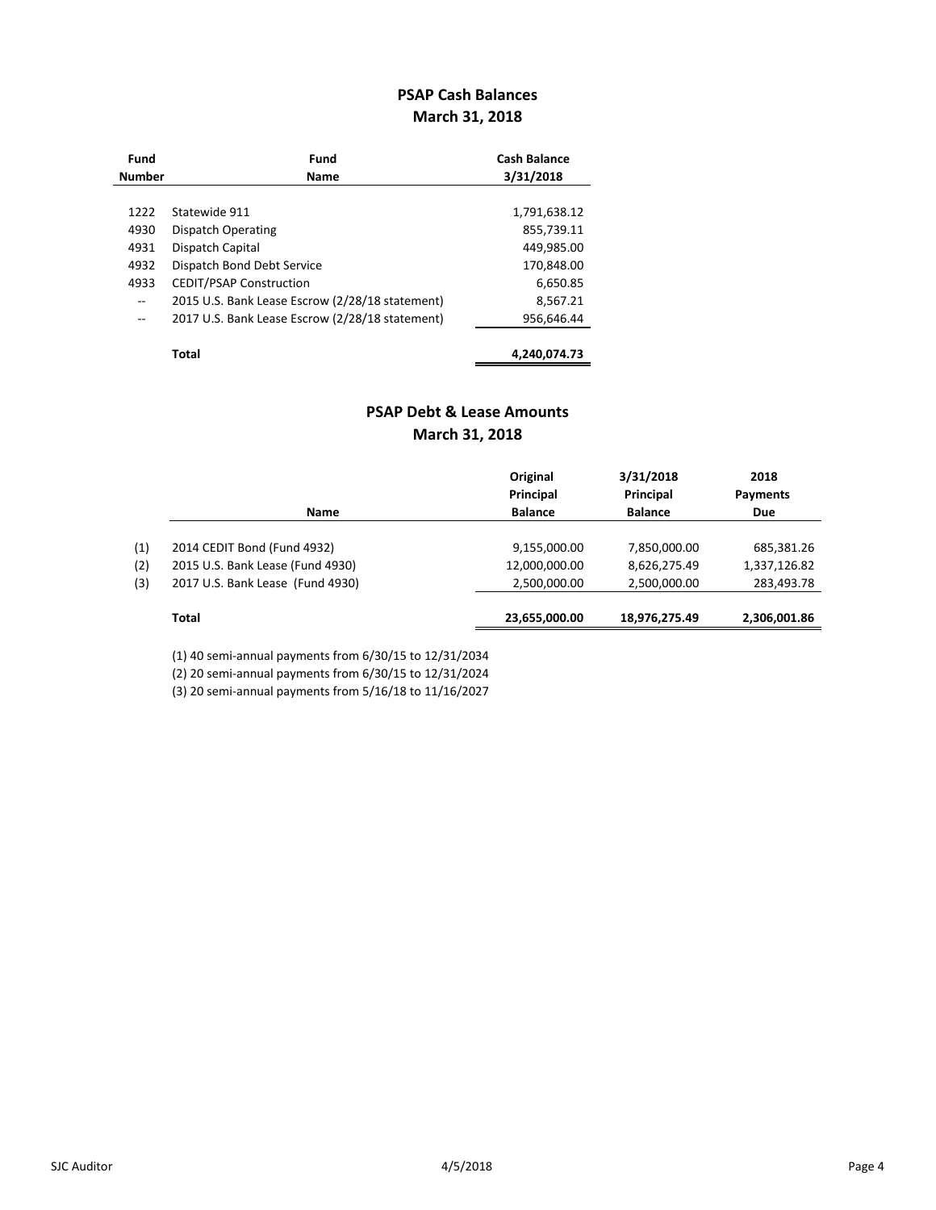## PSAP Cash Balances
## March 31, 2018

| Fund Number | Fund Name | Cash Balance 3/31/2018 |
|---|---|---|
| 1222 | Statewide 911 | 1,791,638.12 |
| 4930 | Dispatch Operating | 855,739.11 |
| 4931 | Dispatch Capital | 449,985.00 |
| 4932 | Dispatch Bond Debt Service | 170,848.00 |
| 4933 | CEDIT/PSAP Construction | 6,650.85 |
| -- | 2015 U.S. Bank Lease Escrow (2/28/18 statement) | 8,567.21 |
| -- | 2017 U.S. Bank Lease Escrow (2/28/18 statement) | 956,646.44 |
| | **Total** | **4,240,074.73** |

## PSAP Debt & Lease Amounts
## March 31, 2018

| | Name | Original Principal Balance | 3/31/2018 Principal Balance | 2018 Payments Due |
|---|---|---|---|---|
| (1) | 2014 CEDIT Bond (Fund 4932) | 9,155,000.00 | 7,850,000.00 | 685,381.26 |
| (2) | 2015 U.S. Bank Lease (Fund 4930) | 12,000,000.00 | 8,626,275.49 | 1,337,126.82 |
| (3) | 2017 U.S. Bank Lease (Fund 4930) | 2,500,000.00 | 2,500,000.00 | 283,493.78 |
| | **Total** | **23,655,000.00** | **18,976,275.49** | **2,306,001.86** |

(1) 40 semi-annual payments from 6/30/15 to 12/31/2034

(2) 20 semi-annual payments from 6/30/15 to 12/31/2024

(3) 20 semi-annual payments from 5/16/18 to 11/16/2027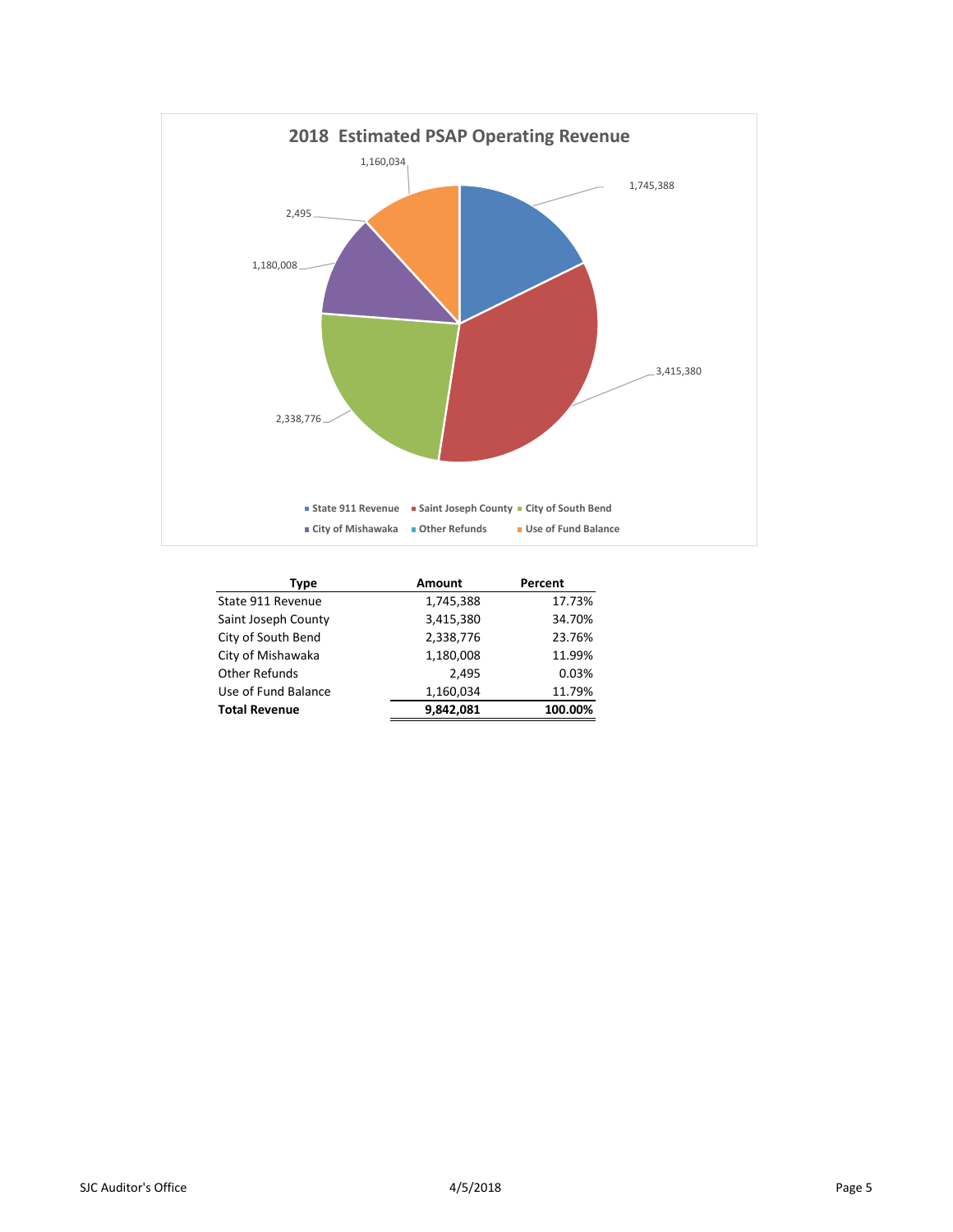## 2018 Estimated PSAP Operating Revenue

| Type | Amount | Percent |
|---|---|---|
| State 911 Revenue | 1,745,388 | 17.73% |
| Saint Joseph County | 3,415,380 | 34.70% |
| City of South Bend | 2,338,776 | 23.76% |
| City of Mishawaka | 1,180,008 | 11.99% |
| Other Refunds | 2,495 | 0.03% |
| Use of Fund Balance | 1,160,034 | 11.79% |
| **Total Revenue** | **9,842,081** | **100.00%** |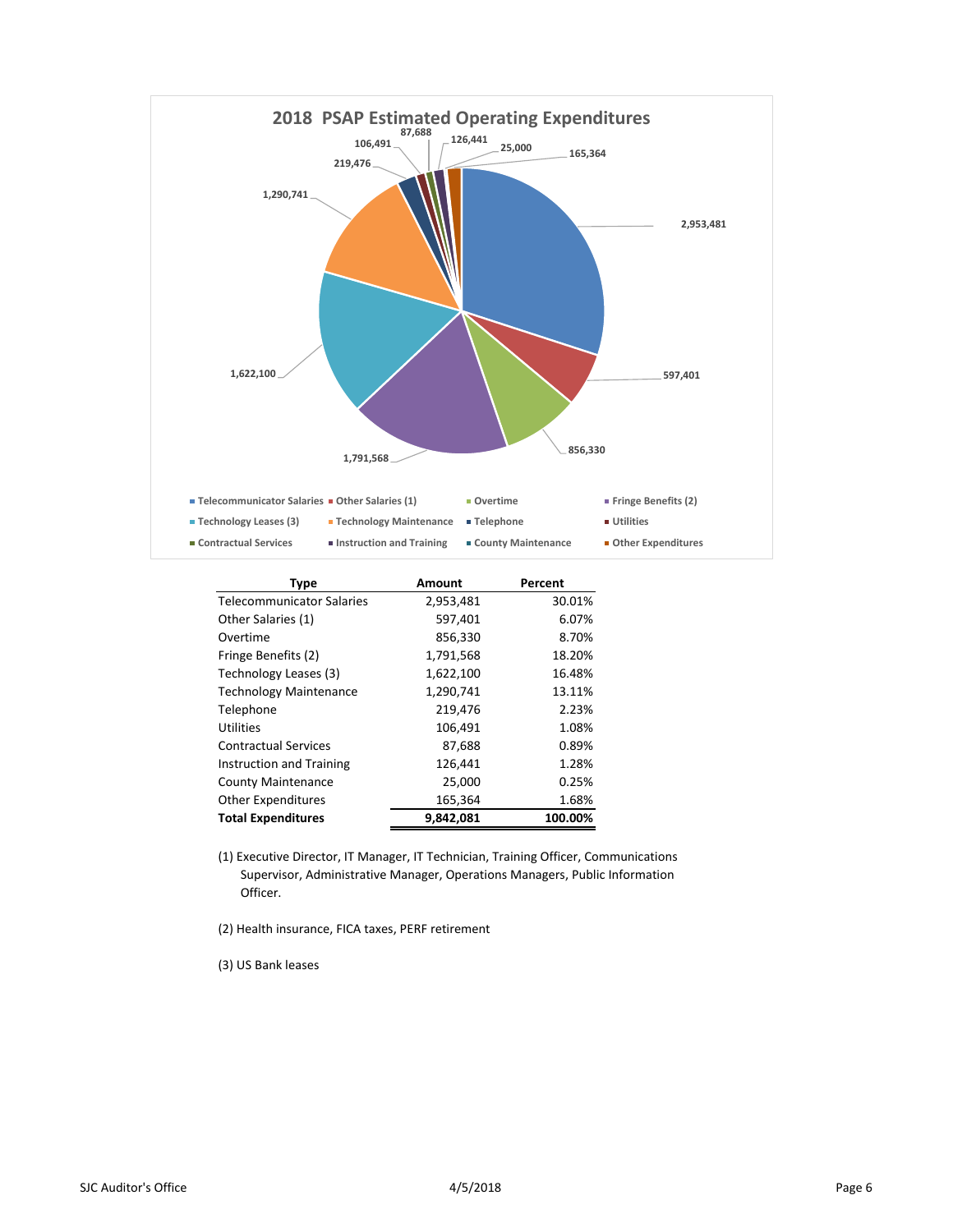## 2018 PSAP Estimated Operating Expenditures

| Type | Amount | Percent |
|---|---|---|
| Telecommunicator Salaries | 2,953,481 | 30.01% |
| Other Salaries (1) | 597,401 | 6.07% |
| Overtime | 856,330 | 8.70% |
| Fringe Benefits (2) | 1,791,568 | 18.20% |
| Technology Leases (3) | 1,622,100 | 16.48% |
| Technology Maintenance | 1,290,741 | 13.11% |
| Telephone | 219,476 | 2.23% |
| Utilities | 106,491 | 1.08% |
| Contractual Services | 87,688 | 0.89% |
| Instruction and Training | 126,441 | 1.28% |
| County Maintenance | 25,000 | 0.25% |
| Other Expenditures | 165,364 | 1.68% |
| **Total Expenditures** | **9,842,081** | **100.00%** |

(1) Executive Director, IT Manager, IT Technician, Training Officer, Communications Supervisor, Administrative Manager, Operations Managers, Public Information Officer.

(2) Health insurance, FICA taxes, PERF retirement

(3) US Bank leases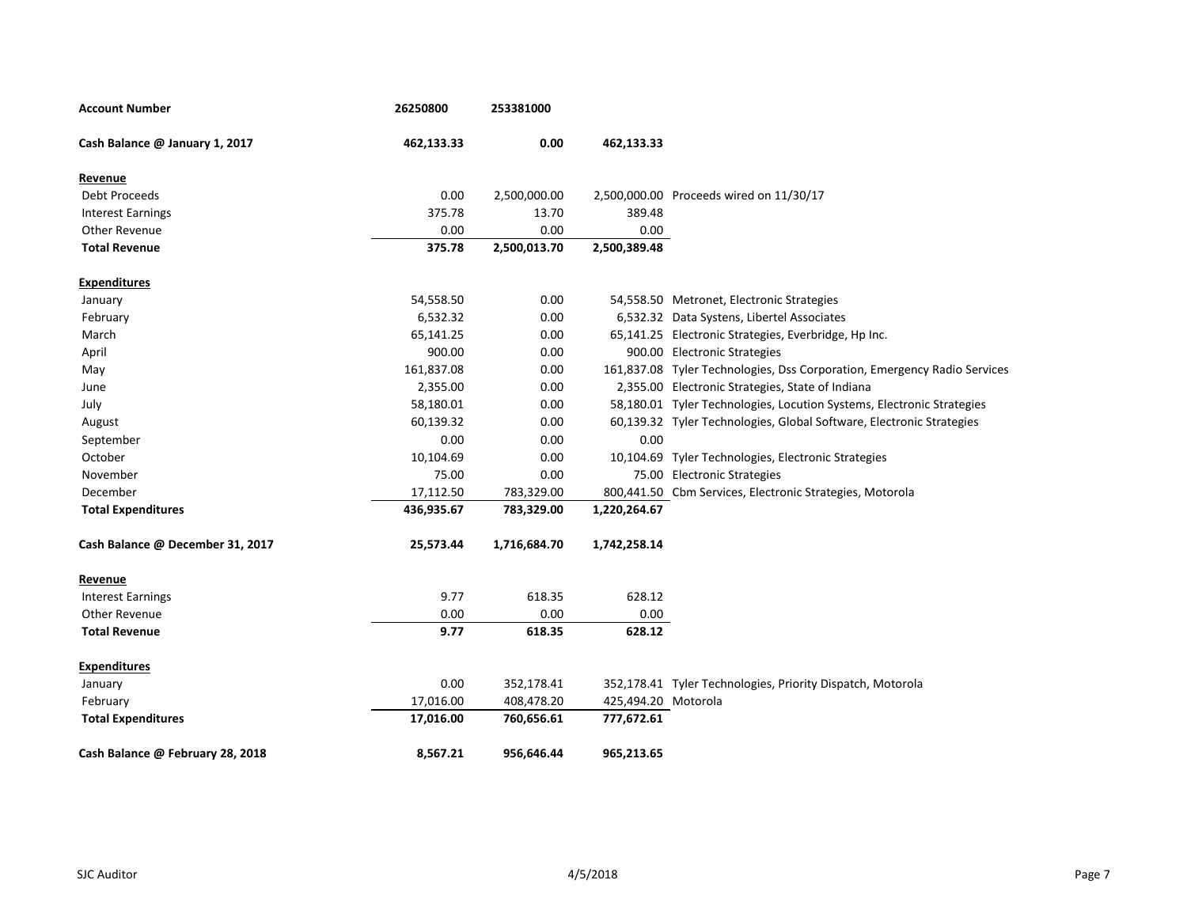| Account Number | 26250800 | 253381000 | | |
|---|---|---|---|---|
| **Cash Balance @ January 1, 2017** | **462,133.33** | **0.00** | **462,133.33** | |
| **Revenue** | | | | |
| Debt Proceeds | 0.00 | 2,500,000.00 | 2,500,000.00 | Proceeds wired on 11/30/17 |
| Interest Earnings | 375.78 | 13.70 | 389.48 | |
| Other Revenue | 0.00 | 0.00 | 0.00 | |
| **Total Revenue** | **375.78** | **2,500,013.70** | **2,500,389.48** | |
| **Expenditures** | | | | |
| January | 54,558.50 | 0.00 | 54,558.50 | Metronet, Electronic Strategies |
| February | 6,532.32 | 0.00 | 6,532.32 | Data Systens, Libertel Associates |
| March | 65,141.25 | 0.00 | 65,141.25 | Electronic Strategies, Everbridge, Hp Inc. |
| April | 900.00 | 0.00 | 900.00 | Electronic Strategies |
| May | 161,837.08 | 0.00 | 161,837.08 | Tyler Technologies, Dss Corporation, Emergency Radio Services |
| June | 2,355.00 | 0.00 | 2,355.00 | Electronic Strategies, State of Indiana |
| July | 58,180.01 | 0.00 | 58,180.01 | Tyler Technologies, Locution Systems, Electronic Strategies |
| August | 60,139.32 | 0.00 | 60,139.32 | Tyler Technologies, Global Software, Electronic Strategies |
| September | 0.00 | 0.00 | 0.00 | |
| October | 10,104.69 | 0.00 | 10,104.69 | Tyler Technologies, Electronic Strategies |
| November | 75.00 | 0.00 | 75.00 | Electronic Strategies |
| December | 17,112.50 | 783,329.00 | 800,441.50 | Cbm Services, Electronic Strategies, Motorola |
| **Total Expenditures** | **436,935.67** | **783,329.00** | **1,220,264.67** | |
| **Cash Balance @ December 31, 2017** | **25,573.44** | **1,716,684.70** | **1,742,258.14** | |
| **Revenue** | | | | |
| Interest Earnings | 9.77 | 618.35 | 628.12 | |
| Other Revenue | 0.00 | 0.00 | 0.00 | |
| **Total Revenue** | **9.77** | **618.35** | **628.12** | |
| **Expenditures** | | | | |
| January | 0.00 | 352,178.41 | 352,178.41 | Tyler Technologies, Priority Dispatch, Motorola |
| February | 17,016.00 | 408,478.20 | 425,494.20 | Motorola |
| **Total Expenditures** | **17,016.00** | **760,656.61** | **777,672.61** | |
| **Cash Balance @ February 28, 2018** | **8,567.21** | **956,646.44** | **965,213.65** | |

SJC Auditor 4/5/2018